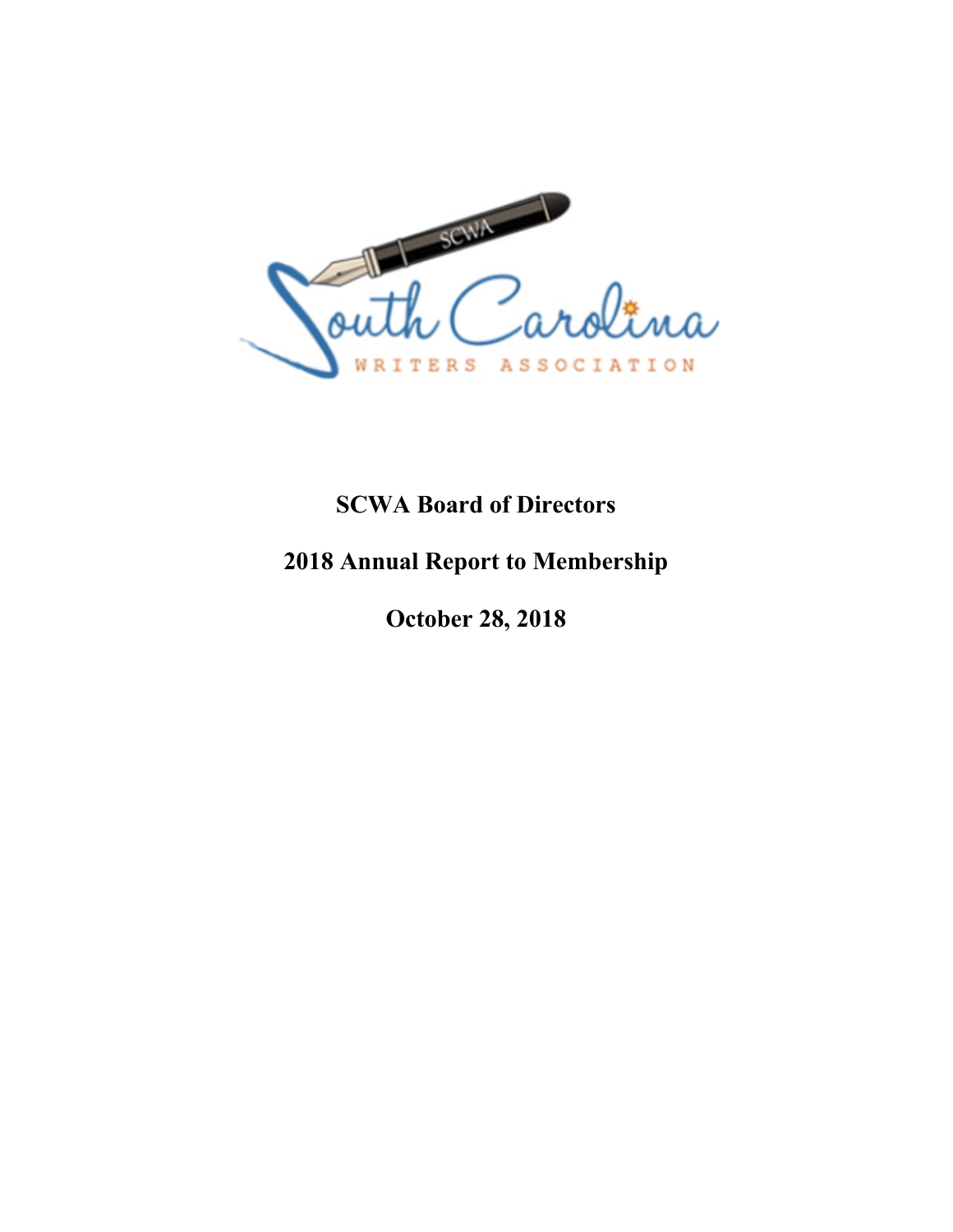# SCWA Board of Directors

## 2018 Annual Report to Membership

## October 28, 2018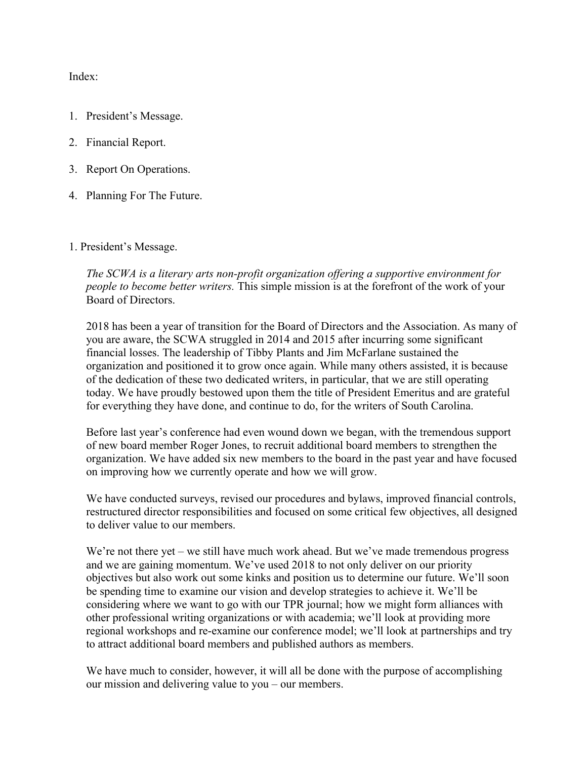Index:

1. President's Message.
2. Financial Report.
3. Report On Operations.
4. Planning For The Future.

## 1. President's Message.

*The SCWA is a literary arts non-profit organization offering a supportive environment for people to become better writers.* This simple mission is at the forefront of the work of your Board of Directors.

2018 has been a year of transition for the Board of Directors and the Association. As many of you are aware, the SCWA struggled in 2014 and 2015 after incurring some significant financial losses. The leadership of Tibby Plants and Jim McFarlane sustained the organization and positioned it to grow once again. While many others assisted, it is because of the dedication of these two dedicated writers, in particular, that we are still operating today. We have proudly bestowed upon them the title of President Emeritus and are grateful for everything they have done, and continue to do, for the writers of South Carolina.

Before last year's conference had even wound down we began, with the tremendous support of new board member Roger Jones, to recruit additional board members to strengthen the organization. We have added six new members to the board in the past year and have focused on improving how we currently operate and how we will grow.

We have conducted surveys, revised our procedures and bylaws, improved financial controls, restructured director responsibilities and focused on some critical few objectives, all designed to deliver value to our members.

We're not there yet – we still have much work ahead. But we've made tremendous progress and we are gaining momentum. We've used 2018 to not only deliver on our priority objectives but also work out some kinks and position us to determine our future. We'll soon be spending time to examine our vision and develop strategies to achieve it. We'll be considering where we want to go with our TPR journal; how we might form alliances with other professional writing organizations or with academia; we'll look at providing more regional workshops and re-examine our conference model; we'll look at partnerships and try to attract additional board members and published authors as members.

We have much to consider, however, it will all be done with the purpose of accomplishing our mission and delivering value to you – our members.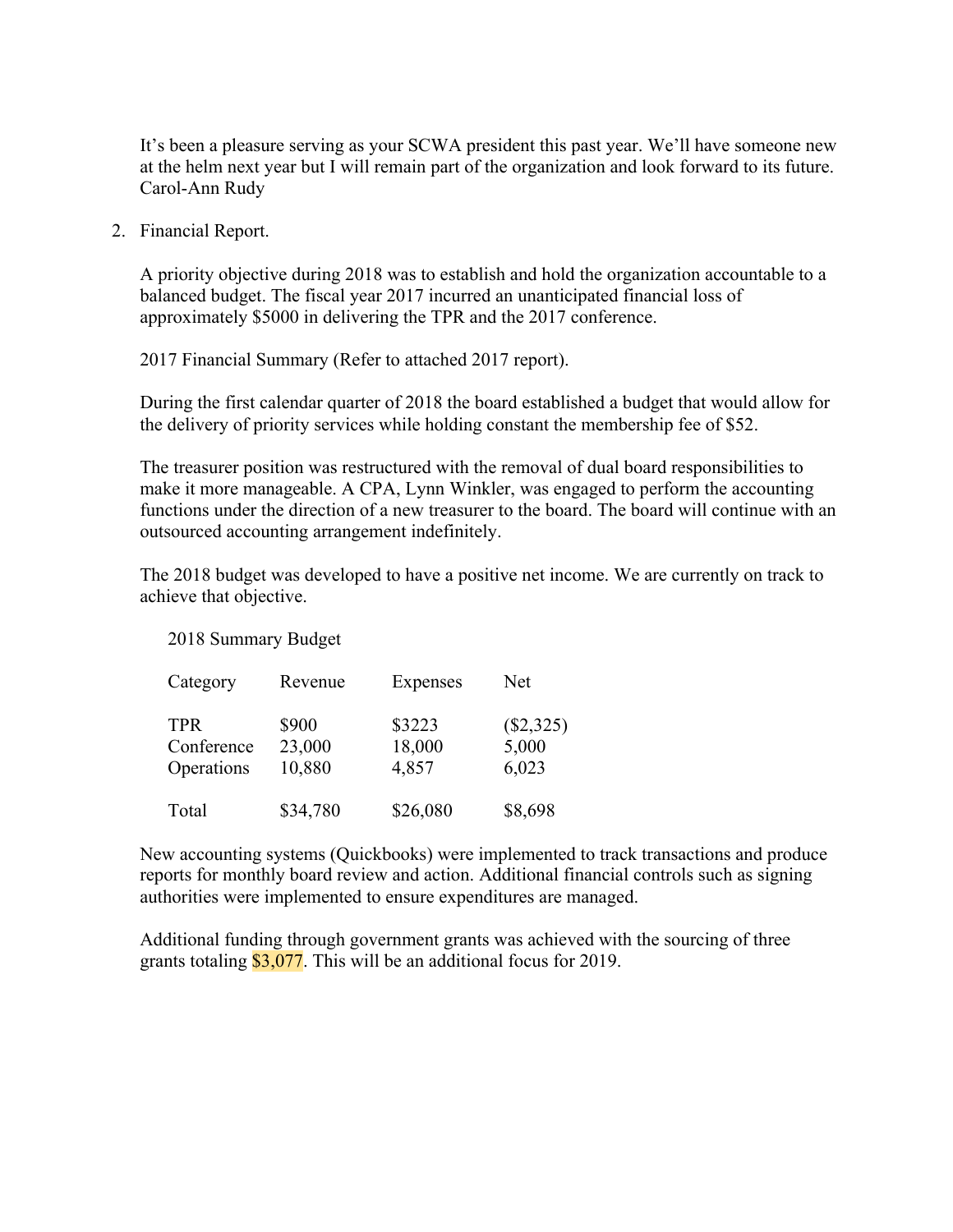It's been a pleasure serving as your SCWA president this past year. We'll have someone new at the helm next year but I will remain part of the organization and look forward to its future. Carol-Ann Rudy

2. Financial Report.

A priority objective during 2018 was to establish and hold the organization accountable to a balanced budget. The fiscal year 2017 incurred an unanticipated financial loss of approximately $5000 in delivering the TPR and the 2017 conference.

2017 Financial Summary (Refer to attached 2017 report).

During the first calendar quarter of 2018 the board established a budget that would allow for the delivery of priority services while holding constant the membership fee of $52.

The treasurer position was restructured with the removal of dual board responsibilities to make it more manageable. A CPA, Lynn Winkler, was engaged to perform the accounting functions under the direction of a new treasurer to the board. The board will continue with an outsourced accounting arrangement indefinitely.

The 2018 budget was developed to have a positive net income. We are currently on track to achieve that objective.

2018 Summary Budget

| Category | Revenue | Expenses | Net |
|---|---|---|---|
| TPR | $900 | $3223 | ($2,325) |
| Conference | 23,000 | 18,000 | 5,000 |
| Operations | 10,880 | 4,857 | 6,023 |
| Total | $34,780 | $26,080 | $8,698 |

New accounting systems (Quickbooks) were implemented to track transactions and produce reports for monthly board review and action. Additional financial controls such as signing authorities were implemented to ensure expenditures are managed.

Additional funding through government grants was achieved with the sourcing of three grants totaling $3,077. This will be an additional focus for 2019.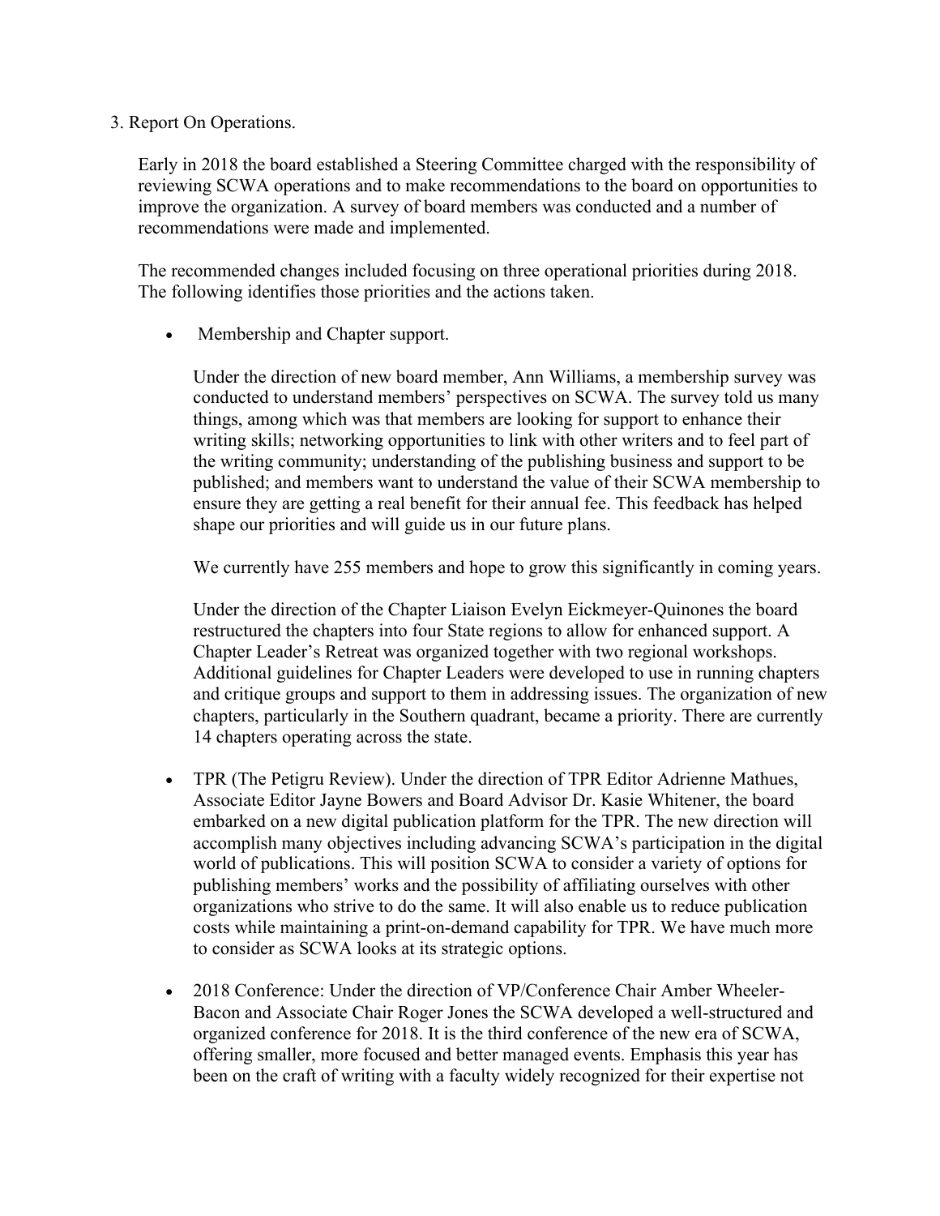3. Report On Operations.

Early in 2018 the board established a Steering Committee charged with the responsibility of reviewing SCWA operations and to make recommendations to the board on opportunities to improve the organization. A survey of board members was conducted and a number of recommendations were made and implemented.

The recommended changes included focusing on three operational priorities during 2018. The following identifies those priorities and the actions taken.

- Membership and Chapter support.

  Under the direction of new board member, Ann Williams, a membership survey was conducted to understand members' perspectives on SCWA. The survey told us many things, among which was that members are looking for support to enhance their writing skills; networking opportunities to link with other writers and to feel part of the writing community; understanding of the publishing business and support to be published; and members want to understand the value of their SCWA membership to ensure they are getting a real benefit for their annual fee. This feedback has helped shape our priorities and will guide us in our future plans.

  We currently have 255 members and hope to grow this significantly in coming years.

  Under the direction of the Chapter Liaison Evelyn Eickmeyer-Quinones the board restructured the chapters into four State regions to allow for enhanced support. A Chapter Leader's Retreat was organized together with two regional workshops. Additional guidelines for Chapter Leaders were developed to use in running chapters and critique groups and support to them in addressing issues. The organization of new chapters, particularly in the Southern quadrant, became a priority. There are currently 14 chapters operating across the state.

- TPR (The Petigru Review). Under the direction of TPR Editor Adrienne Mathues, Associate Editor Jayne Bowers and Board Advisor Dr. Kasie Whitener, the board embarked on a new digital publication platform for the TPR. The new direction will accomplish many objectives including advancing SCWA's participation in the digital world of publications. This will position SCWA to consider a variety of options for publishing members' works and the possibility of affiliating ourselves with other organizations who strive to do the same. It will also enable us to reduce publication costs while maintaining a print-on-demand capability for TPR. We have much more to consider as SCWA looks at its strategic options.

- 2018 Conference: Under the direction of VP/Conference Chair Amber Wheeler-Bacon and Associate Chair Roger Jones the SCWA developed a well-structured and organized conference for 2018. It is the third conference of the new era of SCWA, offering smaller, more focused and better managed events. Emphasis this year has been on the craft of writing with a faculty widely recognized for their expertise not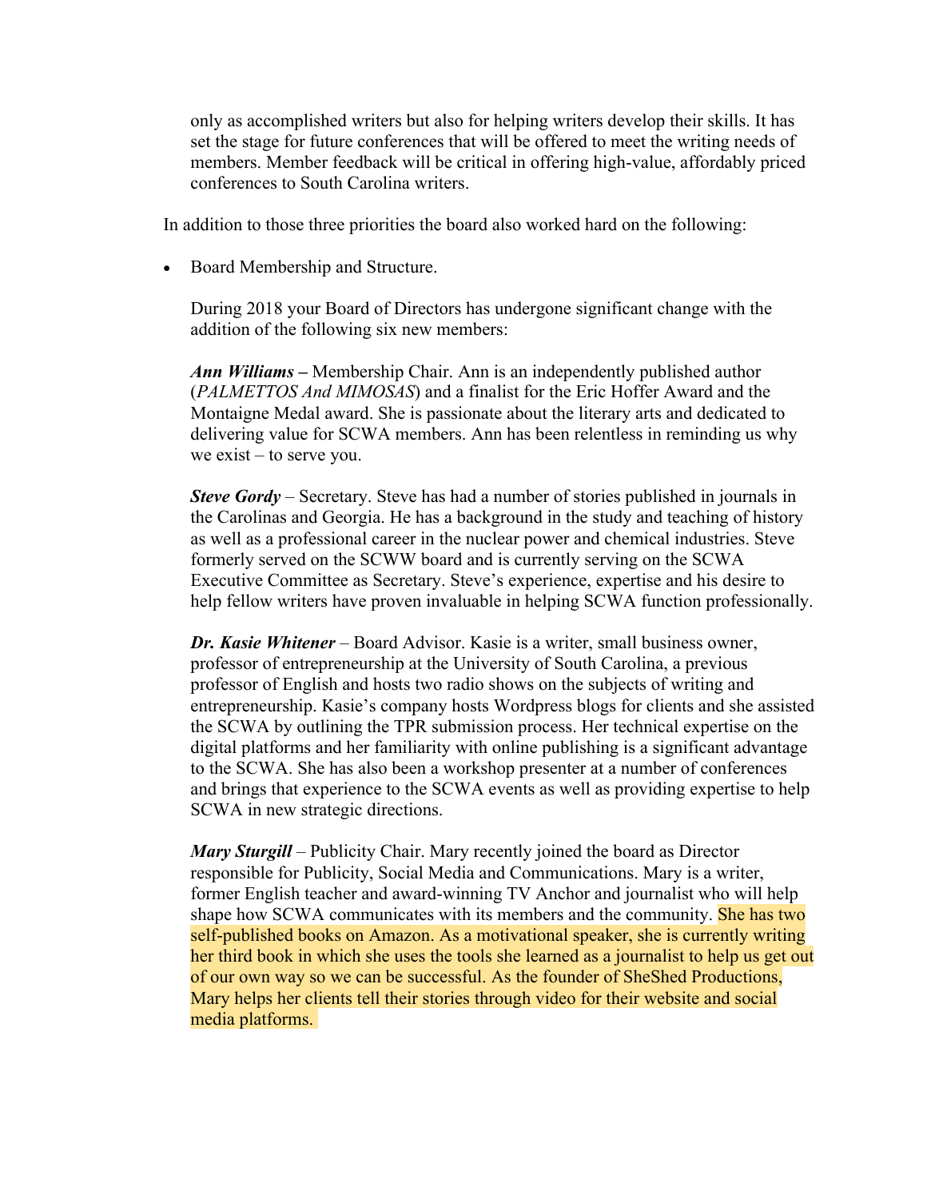only as accomplished writers but also for helping writers develop their skills. It has set the stage for future conferences that will be offered to meet the writing needs of members. Member feedback will be critical in offering high-value, affordably priced conferences to South Carolina writers.

In addition to those three priorities the board also worked hard on the following:

- Board Membership and Structure.

  During 2018 your Board of Directors has undergone significant change with the addition of the following six new members:

  ***Ann Williams –*** Membership Chair. Ann is an independently published author (*PALMETTOS And MIMOSAS*) and a finalist for the Eric Hoffer Award and the Montaigne Medal award. She is passionate about the literary arts and dedicated to delivering value for SCWA members. Ann has been relentless in reminding us why we exist – to serve you.

  ***Steve Gordy*** – Secretary. Steve has had a number of stories published in journals in the Carolinas and Georgia. He has a background in the study and teaching of history as well as a professional career in the nuclear power and chemical industries. Steve formerly served on the SCWW board and is currently serving on the SCWA Executive Committee as Secretary. Steve's experience, expertise and his desire to help fellow writers have proven invaluable in helping SCWA function professionally.

  ***Dr. Kasie Whitener*** – Board Advisor. Kasie is a writer, small business owner, professor of entrepreneurship at the University of South Carolina, a previous professor of English and hosts two radio shows on the subjects of writing and entrepreneurship. Kasie's company hosts Wordpress blogs for clients and she assisted the SCWA by outlining the TPR submission process. Her technical expertise on the digital platforms and her familiarity with online publishing is a significant advantage to the SCWA. She has also been a workshop presenter at a number of conferences and brings that experience to the SCWA events as well as providing expertise to help SCWA in new strategic directions.

  ***Mary Sturgill*** – Publicity Chair. Mary recently joined the board as Director responsible for Publicity, Social Media and Communications. Mary is a writer, former English teacher and award-winning TV Anchor and journalist who will help shape how SCWA communicates with its members and the community. She has two self-published books on Amazon. As a motivational speaker, she is currently writing her third book in which she uses the tools she learned as a journalist to help us get out of our own way so we can be successful. As the founder of SheShed Productions, Mary helps her clients tell their stories through video for their website and social media platforms.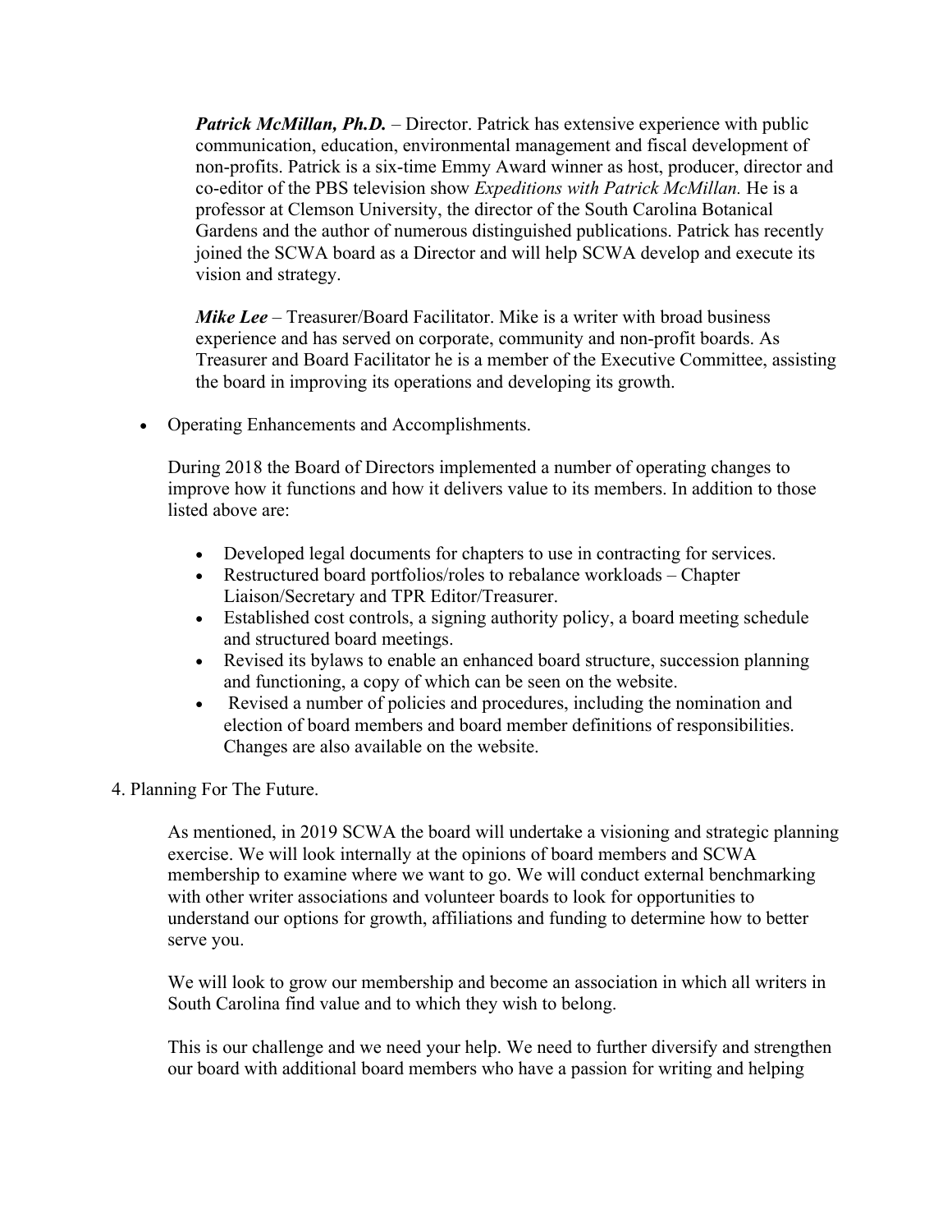***Patrick McMillan, Ph.D.*** – Director. Patrick has extensive experience with public communication, education, environmental management and fiscal development of non-profits. Patrick is a six-time Emmy Award winner as host, producer, director and co-editor of the PBS television show *Expeditions with Patrick McMillan.* He is a professor at Clemson University, the director of the South Carolina Botanical Gardens and the author of numerous distinguished publications. Patrick has recently joined the SCWA board as a Director and will help SCWA develop and execute its vision and strategy.

***Mike Lee*** – Treasurer/Board Facilitator. Mike is a writer with broad business experience and has served on corporate, community and non-profit boards. As Treasurer and Board Facilitator he is a member of the Executive Committee, assisting the board in improving its operations and developing its growth.

- Operating Enhancements and Accomplishments.

  During 2018 the Board of Directors implemented a number of operating changes to improve how it functions and how it delivers value to its members. In addition to those listed above are:

  - Developed legal documents for chapters to use in contracting for services.
  - Restructured board portfolios/roles to rebalance workloads – Chapter Liaison/Secretary and TPR Editor/Treasurer.
  - Established cost controls, a signing authority policy, a board meeting schedule and structured board meetings.
  - Revised its bylaws to enable an enhanced board structure, succession planning and functioning, a copy of which can be seen on the website.
  - Revised a number of policies and procedures, including the nomination and election of board members and board member definitions of responsibilities. Changes are also available on the website.

4. Planning For The Future.

As mentioned, in 2019 SCWA the board will undertake a visioning and strategic planning exercise. We will look internally at the opinions of board members and SCWA membership to examine where we want to go. We will conduct external benchmarking with other writer associations and volunteer boards to look for opportunities to understand our options for growth, affiliations and funding to determine how to better serve you.

We will look to grow our membership and become an association in which all writers in South Carolina find value and to which they wish to belong.

This is our challenge and we need your help. We need to further diversify and strengthen our board with additional board members who have a passion for writing and helping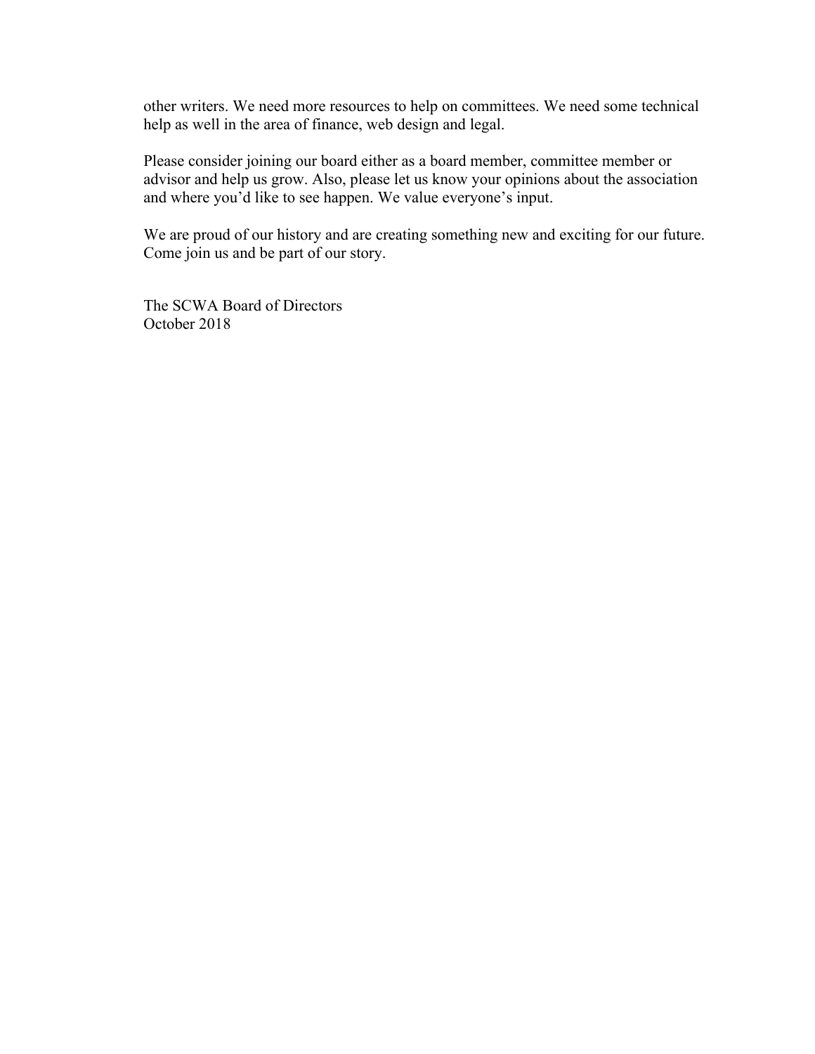other writers. We need more resources to help on committees. We need some technical help as well in the area of finance, web design and legal.

Please consider joining our board either as a board member, committee member or advisor and help us grow. Also, please let us know your opinions about the association and where you'd like to see happen. We value everyone's input.

We are proud of our history and are creating something new and exciting for our future. Come join us and be part of our story.

The SCWA Board of Directors
October 2018